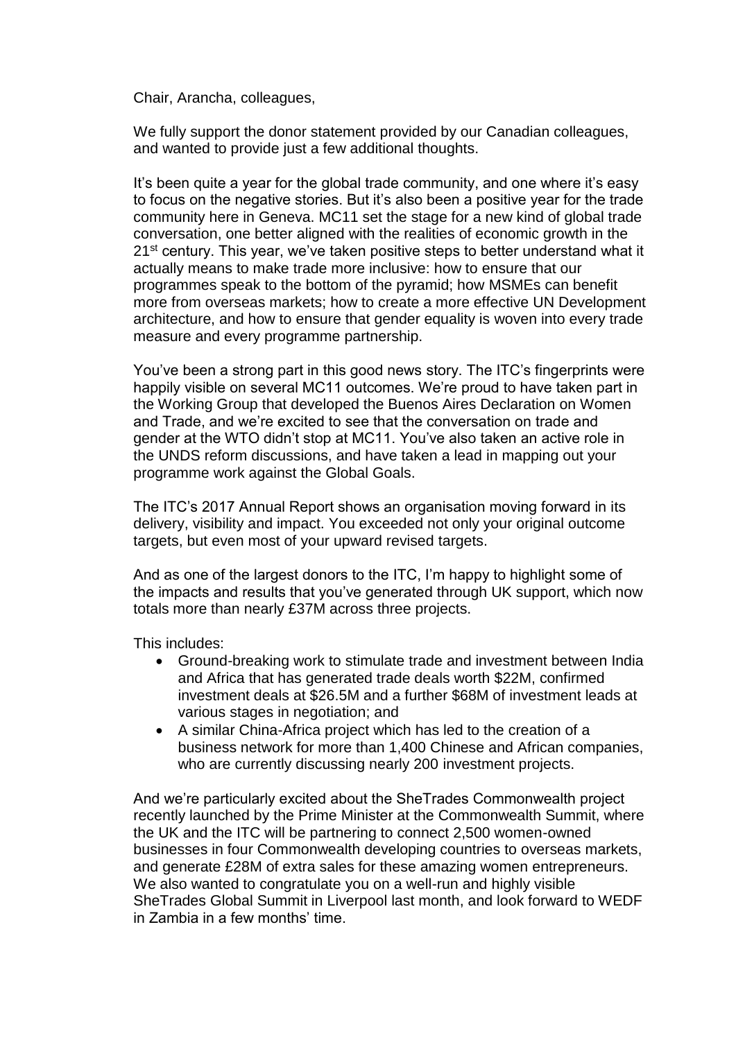Chair, Arancha, colleagues,

We fully support the donor statement provided by our Canadian colleagues, and wanted to provide just a few additional thoughts.

It's been quite a year for the global trade community, and one where it's easy to focus on the negative stories. But it's also been a positive year for the trade community here in Geneva. MC11 set the stage for a new kind of global trade conversation, one better aligned with the realities of economic growth in the 21st century. This year, we've taken positive steps to better understand what it actually means to make trade more inclusive: how to ensure that our programmes speak to the bottom of the pyramid; how MSMEs can benefit more from overseas markets; how to create a more effective UN Development architecture, and how to ensure that gender equality is woven into every trade measure and every programme partnership.

You've been a strong part in this good news story. The ITC's fingerprints were happily visible on several MC11 outcomes. We're proud to have taken part in the Working Group that developed the Buenos Aires Declaration on Women and Trade, and we're excited to see that the conversation on trade and gender at the WTO didn't stop at MC11. You've also taken an active role in the UNDS reform discussions, and have taken a lead in mapping out your programme work against the Global Goals.

The ITC's 2017 Annual Report shows an organisation moving forward in its delivery, visibility and impact. You exceeded not only your original outcome targets, but even most of your upward revised targets.

And as one of the largest donors to the ITC, I'm happy to highlight some of the impacts and results that you've generated through UK support, which now totals more than nearly £37M across three projects.

This includes:

- Ground-breaking work to stimulate trade and investment between India and Africa that has generated trade deals worth $22M, confirmed investment deals at $26.5M and a further $68M of investment leads at various stages in negotiation; and
- A similar China-Africa project which has led to the creation of a business network for more than 1,400 Chinese and African companies, who are currently discussing nearly 200 investment projects.

And we're particularly excited about the SheTrades Commonwealth project recently launched by the Prime Minister at the Commonwealth Summit, where the UK and the ITC will be partnering to connect 2,500 women-owned businesses in four Commonwealth developing countries to overseas markets, and generate £28M of extra sales for these amazing women entrepreneurs. We also wanted to congratulate you on a well-run and highly visible SheTrades Global Summit in Liverpool last month, and look forward to WEDF in Zambia in a few months' time.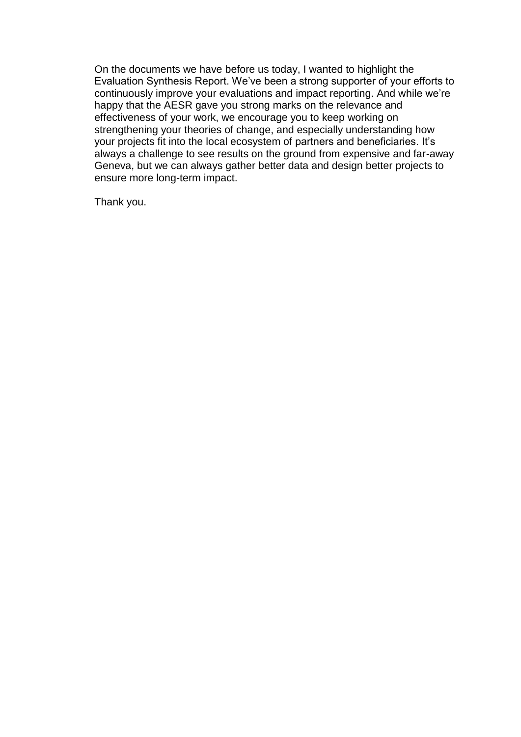On the documents we have before us today, I wanted to highlight the Evaluation Synthesis Report. We've been a strong supporter of your efforts to continuously improve your evaluations and impact reporting. And while we're happy that the AESR gave you strong marks on the relevance and effectiveness of your work, we encourage you to keep working on strengthening your theories of change, and especially understanding how your projects fit into the local ecosystem of partners and beneficiaries. It's always a challenge to see results on the ground from expensive and far-away Geneva, but we can always gather better data and design better projects to ensure more long-term impact.

Thank you.